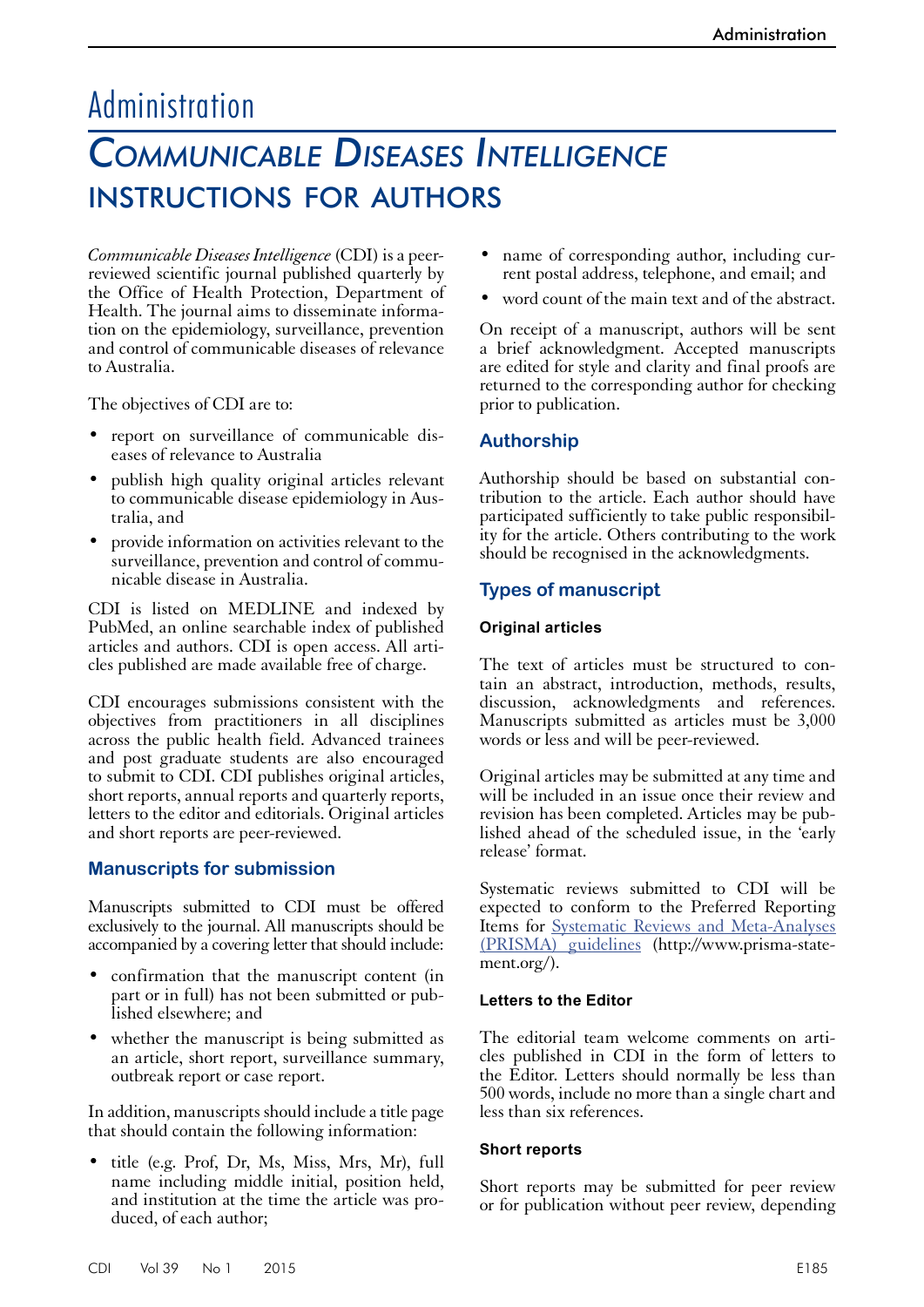# Administration

## *Communicable Diseases Intelligence* instructions for authors

*Communicable Diseases Intelligence* (CDI) is a peer-reviewed scientific journal published quarterly by the Office of Health Protection, Department of Health. The journal aims to disseminate information on the epidemiology, surveillance, prevention and control of communicable diseases of relevance to Australia.

The objectives of CDI are to:

- report on surveillance of communicable diseases of relevance to Australia
- publish high quality original articles relevant to communicable disease epidemiology in Australia, and
- provide information on activities relevant to the surveillance, prevention and control of communicable disease in Australia.

CDI is listed on MEDLINE and indexed by PubMed, an online searchable index of published articles and authors. CDI is open access. All articles published are made available free of charge.

CDI encourages submissions consistent with the objectives from practitioners in all disciplines across the public health field. Advanced trainees and post graduate students are also encouraged to submit to CDI. CDI publishes original articles, short reports, annual reports and quarterly reports, letters to the editor and editorials. Original articles and short reports are peer-reviewed.

### Manuscripts for submission

Manuscripts submitted to CDI must be offered exclusively to the journal. All manuscripts should be accompanied by a covering letter that should include:

- confirmation that the manuscript content (in part or in full) has not been submitted or published elsewhere; and
- whether the manuscript is being submitted as an article, short report, surveillance summary, outbreak report or case report.

In addition, manuscripts should include a title page that should contain the following information:

- title (e.g. Prof, Dr, Ms, Miss, Mrs, Mr), full name including middle initial, position held, and institution at the time the article was produced, of each author;
- name of corresponding author, including current postal address, telephone, and email; and
- word count of the main text and of the abstract.

On receipt of a manuscript, authors will be sent a brief acknowledgment. Accepted manuscripts are edited for style and clarity and final proofs are returned to the corresponding author for checking prior to publication.

### Authorship

Authorship should be based on substantial contribution to the article. Each author should have participated sufficiently to take public responsibility for the article. Others contributing to the work should be recognised in the acknowledgments.

### Types of manuscript

#### Original articles

The text of articles must be structured to contain an abstract, introduction, methods, results, discussion, acknowledgments and references. Manuscripts submitted as articles must be 3,000 words or less and will be peer-reviewed.

Original articles may be submitted at any time and will be included in an issue once their review and revision has been completed. Articles may be published ahead of the scheduled issue, in the 'early release' format.

Systematic reviews submitted to CDI will be expected to conform to the Preferred Reporting Items for [Systematic Reviews and Meta-Analyses (PRISMA) guidelines](http://www.prisma-statement.org/) (http://www.prisma-statement.org/).

#### Letters to the Editor

The editorial team welcome comments on articles published in CDI in the form of letters to the Editor. Letters should normally be less than 500 words, include no more than a single chart and less than six references.

#### Short reports

Short reports may be submitted for peer review or for publication without peer review, depending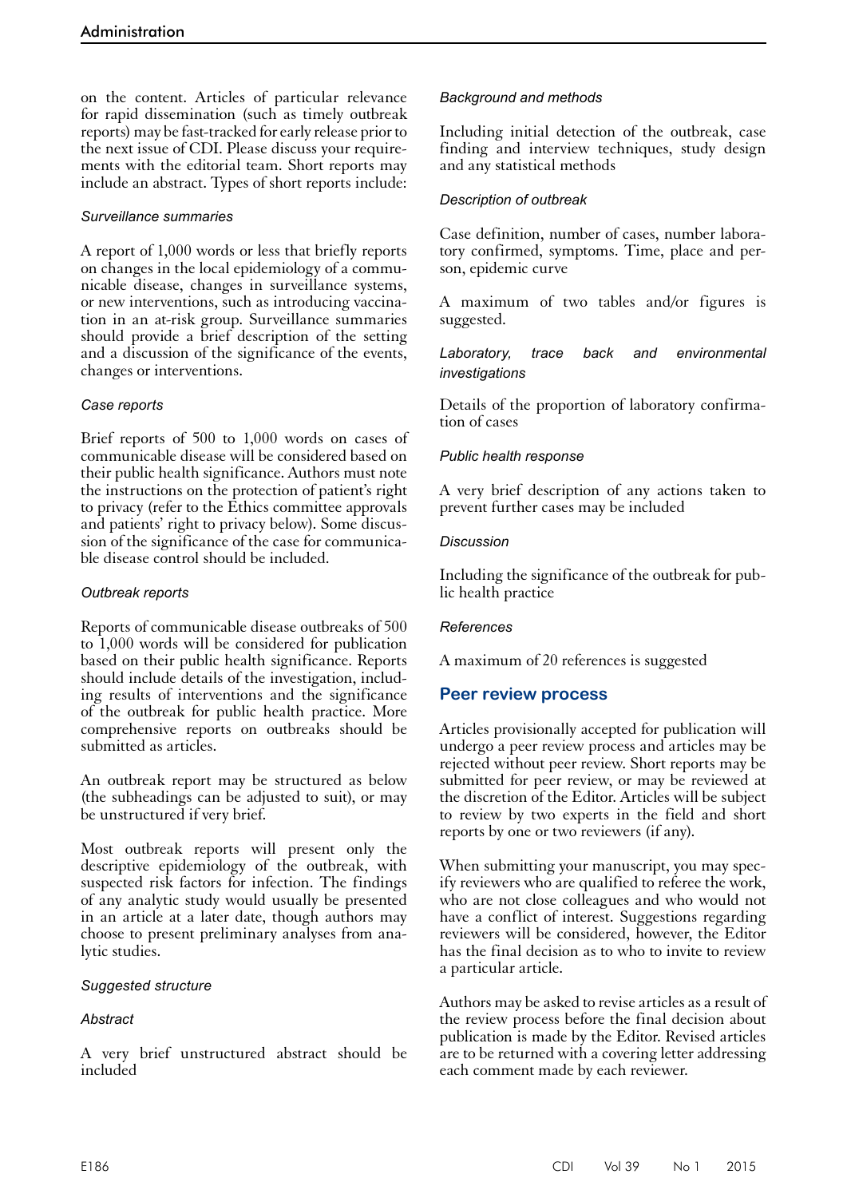on the content. Articles of particular relevance for rapid dissemination (such as timely outbreak reports) may be fast-tracked for early release prior to the next issue of CDI. Please discuss your requirements with the editorial team. Short reports may include an abstract. Types of short reports include:

### *Surveillance summaries*

A report of 1,000 words or less that briefly reports on changes in the local epidemiology of a communicable disease, changes in surveillance systems, or new interventions, such as introducing vaccination in an at-risk group. Surveillance summaries should provide a brief description of the setting and a discussion of the significance of the events, changes or interventions.

### *Case reports*

Brief reports of 500 to 1,000 words on cases of communicable disease will be considered based on their public health significance. Authors must note the instructions on the protection of patient's right to privacy (refer to the Ethics committee approvals and patients' right to privacy below). Some discussion of the significance of the case for communicable disease control should be included.

### *Outbreak reports*

Reports of communicable disease outbreaks of 500 to 1,000 words will be considered for publication based on their public health significance. Reports should include details of the investigation, including results of interventions and the significance of the outbreak for public health practice. More comprehensive reports on outbreaks should be submitted as articles.

An outbreak report may be structured as below (the subheadings can be adjusted to suit), or may be unstructured if very brief.

Most outbreak reports will present only the descriptive epidemiology of the outbreak, with suspected risk factors for infection. The findings of any analytic study would usually be presented in an article at a later date, though authors may choose to present preliminary analyses from analytic studies.

#### *Suggested structure*

#### *Abstract*

A very brief unstructured abstract should be included

#### *Background and methods*

Including initial detection of the outbreak, case finding and interview techniques, study design and any statistical methods

#### *Description of outbreak*

Case definition, number of cases, number laboratory confirmed, symptoms. Time, place and person, epidemic curve

A maximum of two tables and/or figures is suggested.

#### *Laboratory, trace back and environmental investigations*

Details of the proportion of laboratory confirmation of cases

#### *Public health response*

A very brief description of any actions taken to prevent further cases may be included

#### *Discussion*

Including the significance of the outbreak for public health practice

#### *References*

A maximum of 20 references is suggested

## Peer review process

Articles provisionally accepted for publication will undergo a peer review process and articles may be rejected without peer review. Short reports may be submitted for peer review, or may be reviewed at the discretion of the Editor. Articles will be subject to review by two experts in the field and short reports by one or two reviewers (if any).

When submitting your manuscript, you may specify reviewers who are qualified to referee the work, who are not close colleagues and who would not have a conflict of interest. Suggestions regarding reviewers will be considered, however, the Editor has the final decision as to who to invite to review a particular article.

Authors may be asked to revise articles as a result of the review process before the final decision about publication is made by the Editor. Revised articles are to be returned with a covering letter addressing each comment made by each reviewer.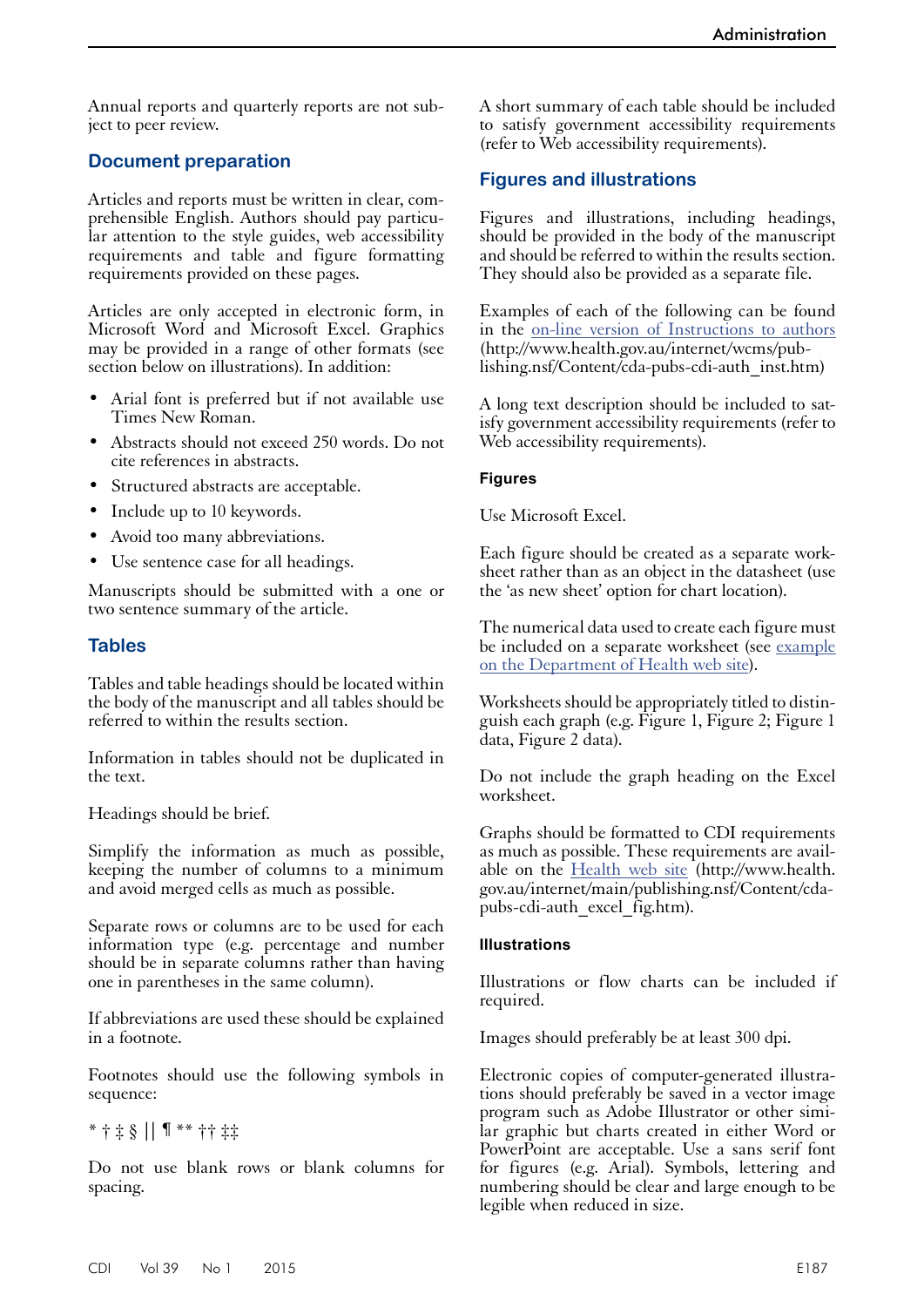Annual reports and quarterly reports are not subject to peer review.

## Document preparation

Articles and reports must be written in clear, comprehensible English. Authors should pay particular attention to the style guides, web accessibility requirements and table and figure formatting requirements provided on these pages.

Articles are only accepted in electronic form, in Microsoft Word and Microsoft Excel. Graphics may be provided in a range of other formats (see section below on illustrations). In addition:

- Arial font is preferred but if not available use Times New Roman.
- Abstracts should not exceed 250 words. Do not cite references in abstracts.
- Structured abstracts are acceptable.
- Include up to 10 keywords.
- Avoid too many abbreviations.
- Use sentence case for all headings.

Manuscripts should be submitted with a one or two sentence summary of the article.

## Tables

Tables and table headings should be located within the body of the manuscript and all tables should be referred to within the results section.

Information in tables should not be duplicated in the text.

Headings should be brief.

Simplify the information as much as possible, keeping the number of columns to a minimum and avoid merged cells as much as possible.

Separate rows or columns are to be used for each information type (e.g. percentage and number should be in separate columns rather than having one in parentheses in the same column).

If abbreviations are used these should be explained in a footnote.

Footnotes should use the following symbols in sequence:

* † ‡ § || ¶ ** †† ‡‡

Do not use blank rows or blank columns for spacing.

A short summary of each table should be included to satisfy government accessibility requirements (refer to Web accessibility requirements).

## Figures and illustrations

Figures and illustrations, including headings, should be provided in the body of the manuscript and should be referred to within the results section. They should also be provided as a separate file.

Examples of each of the following can be found in the on-line version of Instructions to authors (http://www.health.gov.au/internet/wcms/publishing.nsf/Content/cda-pubs-cdi-auth_inst.htm)

A long text description should be included to satisfy government accessibility requirements (refer to Web accessibility requirements).

### Figures

Use Microsoft Excel.

Each figure should be created as a separate worksheet rather than as an object in the datasheet (use the 'as new sheet' option for chart location).

The numerical data used to create each figure must be included on a separate worksheet (see example on the Department of Health web site).

Worksheets should be appropriately titled to distinguish each graph (e.g. Figure 1, Figure 2; Figure 1 data, Figure 2 data).

Do not include the graph heading on the Excel worksheet.

Graphs should be formatted to CDI requirements as much as possible. These requirements are available on the Health web site (http://www.health.gov.au/internet/main/publishing.nsf/Content/cda-pubs-cdi-auth_excel_fig.htm).

### Illustrations

Illustrations or flow charts can be included if required.

Images should preferably be at least 300 dpi.

Electronic copies of computer-generated illustrations should preferably be saved in a vector image program such as Adobe Illustrator or other similar graphic but charts created in either Word or PowerPoint are acceptable. Use a sans serif font for figures (e.g. Arial). Symbols, lettering and numbering should be clear and large enough to be legible when reduced in size.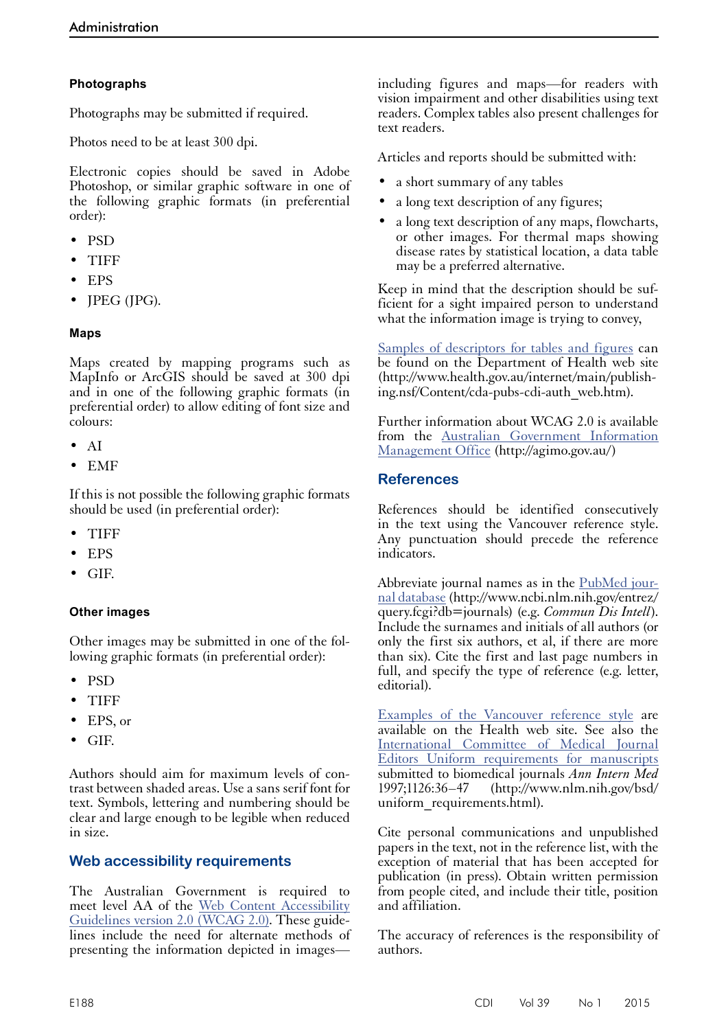### Photographs

Photographs may be submitted if required.

Photos need to be at least 300 dpi.

Electronic copies should be saved in Adobe Photoshop, or similar graphic software in one of the following graphic formats (in preferential order):

- PSD
- TIFF
- EPS
- JPEG (JPG).

### Maps

Maps created by mapping programs such as MapInfo or ArcGIS should be saved at 300 dpi and in one of the following graphic formats (in preferential order) to allow editing of font size and colours:

- AI
- EMF

If this is not possible the following graphic formats should be used (in preferential order):

- TIFF
- EPS
- GIF.

### Other images

Other images may be submitted in one of the following graphic formats (in preferential order):

- PSD
- TIFF
- EPS, or
- GIF.

Authors should aim for maximum levels of contrast between shaded areas. Use a sans serif font for text. Symbols, lettering and numbering should be clear and large enough to be legible when reduced in size.

## Web accessibility requirements

The Australian Government is required to meet level AA of the Web Content Accessibility Guidelines version 2.0 (WCAG 2.0). These guidelines include the need for alternate methods of presenting the information depicted in images—including figures and maps—for readers with vision impairment and other disabilities using text readers. Complex tables also present challenges for text readers.

Articles and reports should be submitted with:

- a short summary of any tables
- a long text description of any figures;
- a long text description of any maps, flowcharts, or other images. For thermal maps showing disease rates by statistical location, a data table may be a preferred alternative.

Keep in mind that the description should be sufficient for a sight impaired person to understand what the information image is trying to convey,

Samples of descriptors for tables and figures can be found on the Department of Health web site (http://www.health.gov.au/internet/main/publishing.nsf/Content/cda-pubs-cdi-auth_web.htm).

Further information about WCAG 2.0 is available from the Australian Government Information Management Office (http://agimo.gov.au/)

## References

References should be identified consecutively in the text using the Vancouver reference style. Any punctuation should precede the reference indicators.

Abbreviate journal names as in the PubMed journal database (http://www.ncbi.nlm.nih.gov/entrez/query.fcgi?db=journals) (e.g. *Commun Dis Intell*). Include the surnames and initials of all authors (or only the first six authors, et al, if there are more than six authors). Cite the first and last page numbers in full, and specify the type of reference (e.g. letter, editorial).

Examples of the Vancouver reference style are available on the Health web site. See also the International Committee of Medical Journal Editors Uniform requirements for manuscripts submitted to biomedical journals *Ann Intern Med* 1997;1126:36–47 (http://www.nlm.nih.gov/bsd/uniform_requirements.html).

Cite personal communications and unpublished papers in the text, not in the reference list, with the exception of material that has been accepted for publication (in press). Obtain written permission from people cited, and include their title, position and affiliation.

The accuracy of references is the responsibility of authors.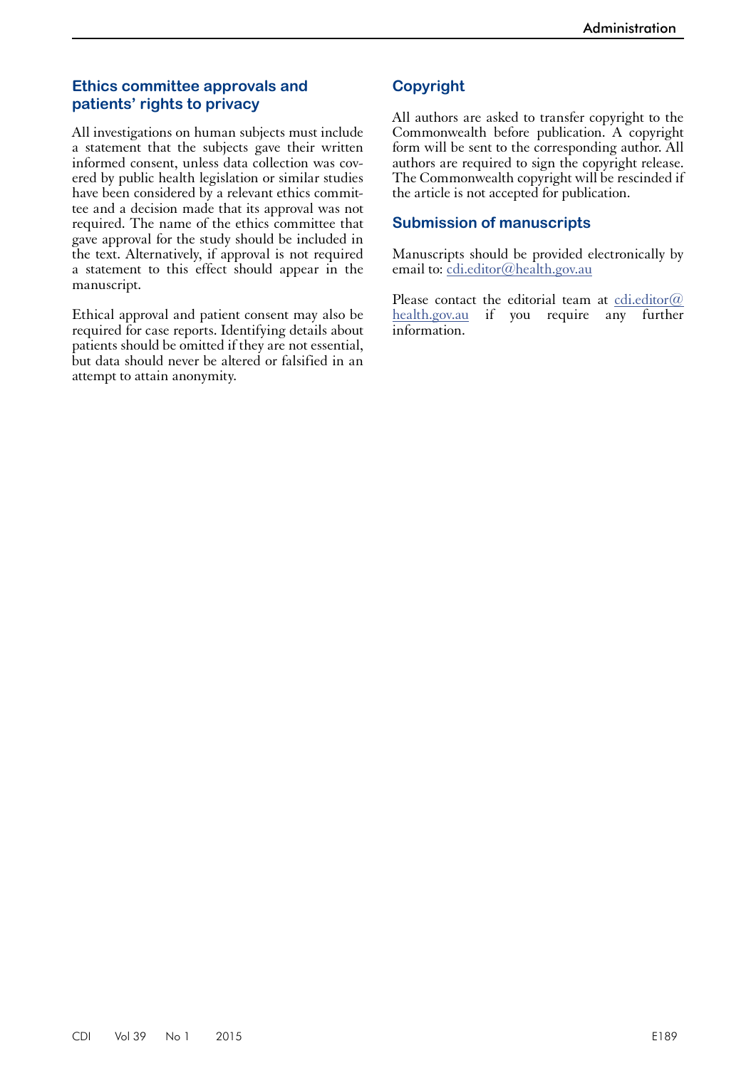## Ethics committee approvals and patients' rights to privacy

All investigations on human subjects must include a statement that the subjects gave their written informed consent, unless data collection was covered by public health legislation or similar studies have been considered by a relevant ethics committee and a decision made that its approval was not required. The name of the ethics committee that gave approval for the study should be included in the text. Alternatively, if approval is not required a statement to this effect should appear in the manuscript.

Ethical approval and patient consent may also be required for case reports. Identifying details about patients should be omitted if they are not essential, but data should never be altered or falsified in an attempt to attain anonymity.

## Copyright

All authors are asked to transfer copyright to the Commonwealth before publication. A copyright form will be sent to the corresponding author. All authors are required to sign the copyright release. The Commonwealth copyright will be rescinded if the article is not accepted for publication.

## Submission of manuscripts

Manuscripts should be provided electronically by email to: cdi.editor@health.gov.au

Please contact the editorial team at cdi.editor@health.gov.au if you require any further information.